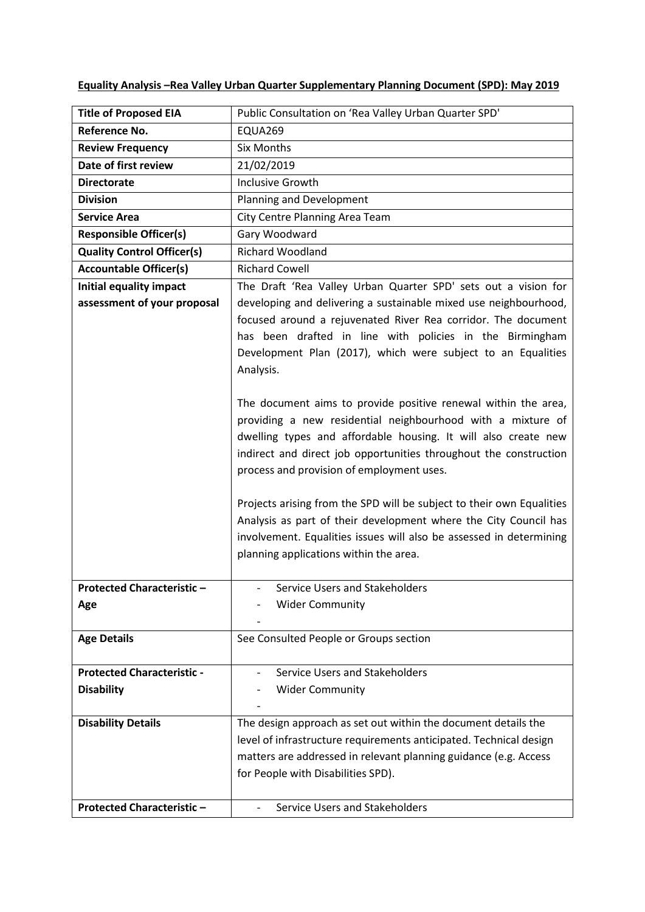**Equality Analysis –Rea Valley Urban Quarter Supplementary Planning Document (SPD): May 2019**

| **Title of Proposed EIA** | Public Consultation on 'Rea Valley Urban Quarter SPD' |
|---|---|
| **Reference No.** | EQUA269 |
| **Review Frequency** | Six Months |
| **Date of first review** | 21/02/2019 |
| **Directorate** | Inclusive Growth |
| **Division** | Planning and Development |
| **Service Area** | City Centre Planning Area Team |
| **Responsible Officer(s)** | Gary Woodward |
| **Quality Control Officer(s)** | Richard Woodland |
| **Accountable Officer(s)** | Richard Cowell |
| **Initial equality impact assessment of your proposal** | The Draft 'Rea Valley Urban Quarter SPD' sets out a vision for developing and delivering a sustainable mixed use neighbourhood, focused around a rejuvenated River Rea corridor. The document has been drafted in line with policies in the Birmingham Development Plan (2017), which were subject to an Equalities Analysis.<br><br>The document aims to provide positive renewal within the area, providing a new residential neighbourhood with a mixture of dwelling types and affordable housing. It will also create new indirect and direct job opportunities throughout the construction process and provision of employment uses.<br><br>Projects arising from the SPD will be subject to their own Equalities Analysis as part of their development where the City Council has involvement. Equalities issues will also be assessed in determining planning applications within the area. |
| **Protected Characteristic – Age** | - Service Users and Stakeholders<br>- Wider Community<br>- |
| **Age Details** | See Consulted People or Groups section |
| **Protected Characteristic - Disability** | - Service Users and Stakeholders<br>- Wider Community<br>- |
| **Disability Details** | The design approach as set out within the document details the level of infrastructure requirements anticipated. Technical design matters are addressed in relevant planning guidance (e.g. Access for People with Disabilities SPD). |
| **Protected Characteristic –** | - Service Users and Stakeholders |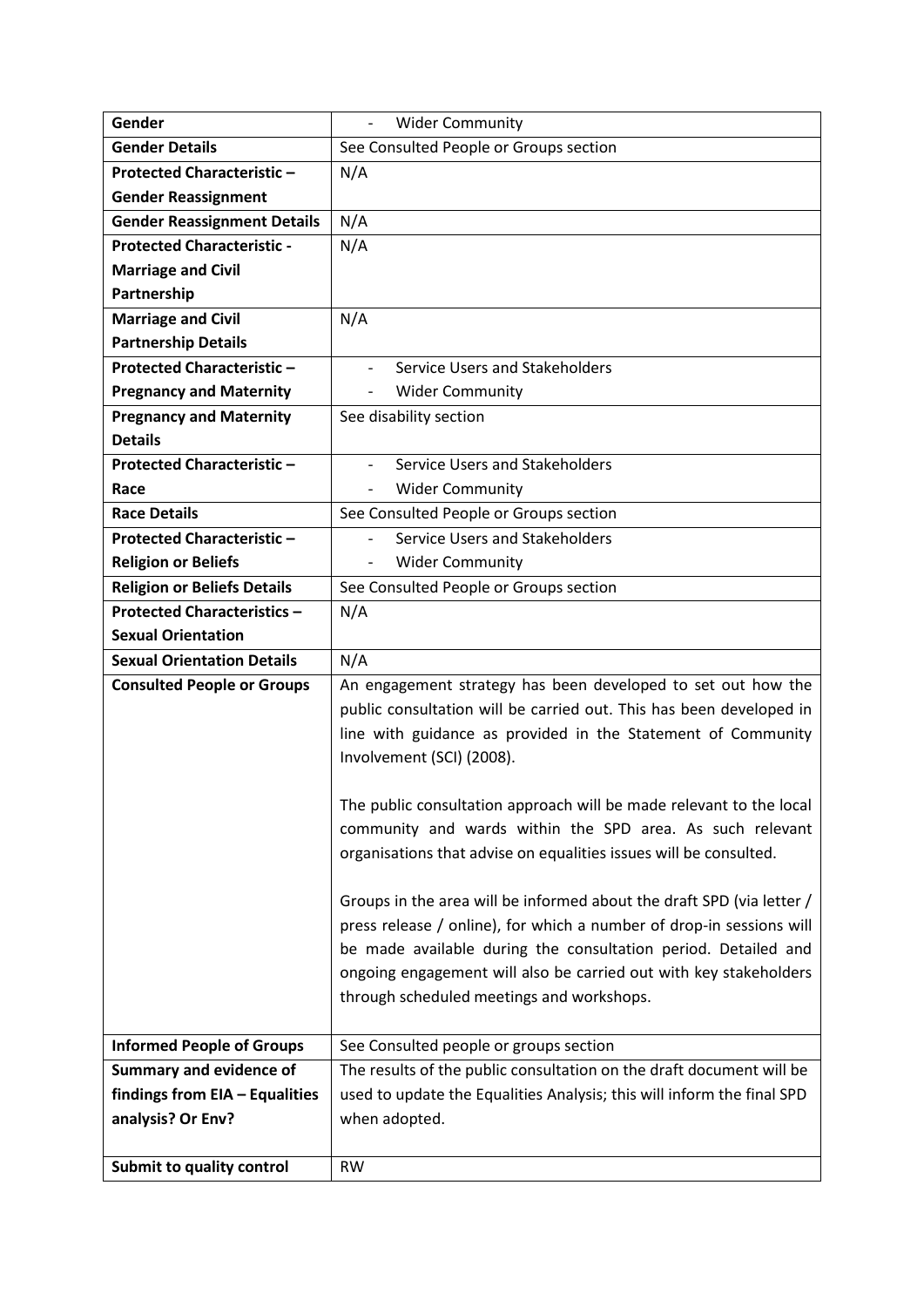| Gender | - Wider Community |
|---|---|
| **Gender Details** | See Consulted People or Groups section |
| **Protected Characteristic – Gender Reassignment** | N/A |
| **Gender Reassignment Details** | N/A |
| **Protected Characteristic - Marriage and Civil Partnership** | N/A |
| **Marriage and Civil Partnership Details** | N/A |
| **Protected Characteristic – Pregnancy and Maternity** | - Service Users and Stakeholders<br>- Wider Community |
| **Pregnancy and Maternity Details** | See disability section |
| **Protected Characteristic – Race** | - Service Users and Stakeholders<br>- Wider Community |
| **Race Details** | See Consulted People or Groups section |
| **Protected Characteristic – Religion or Beliefs** | - Service Users and Stakeholders<br>- Wider Community |
| **Religion or Beliefs Details** | See Consulted People or Groups section |
| **Protected Characteristics – Sexual Orientation** | N/A |
| **Sexual Orientation Details** | N/A |
| **Consulted People or Groups** | An engagement strategy has been developed to set out how the public consultation will be carried out. This has been developed in line with guidance as provided in the Statement of Community Involvement (SCI) (2008).<br><br>The public consultation approach will be made relevant to the local community and wards within the SPD area. As such relevant organisations that advise on equalities issues will be consulted.<br><br>Groups in the area will be informed about the draft SPD (via letter / press release / online), for which a number of drop-in sessions will be made available during the consultation period. Detailed and ongoing engagement will also be carried out with key stakeholders through scheduled meetings and workshops. |
| **Informed People of Groups** | See Consulted people or groups section |
| **Summary and evidence of findings from EIA – Equalities analysis? Or Env?** | The results of the public consultation on the draft document will be used to update the Equalities Analysis; this will inform the final SPD when adopted. |
| **Submit to quality control** | RW |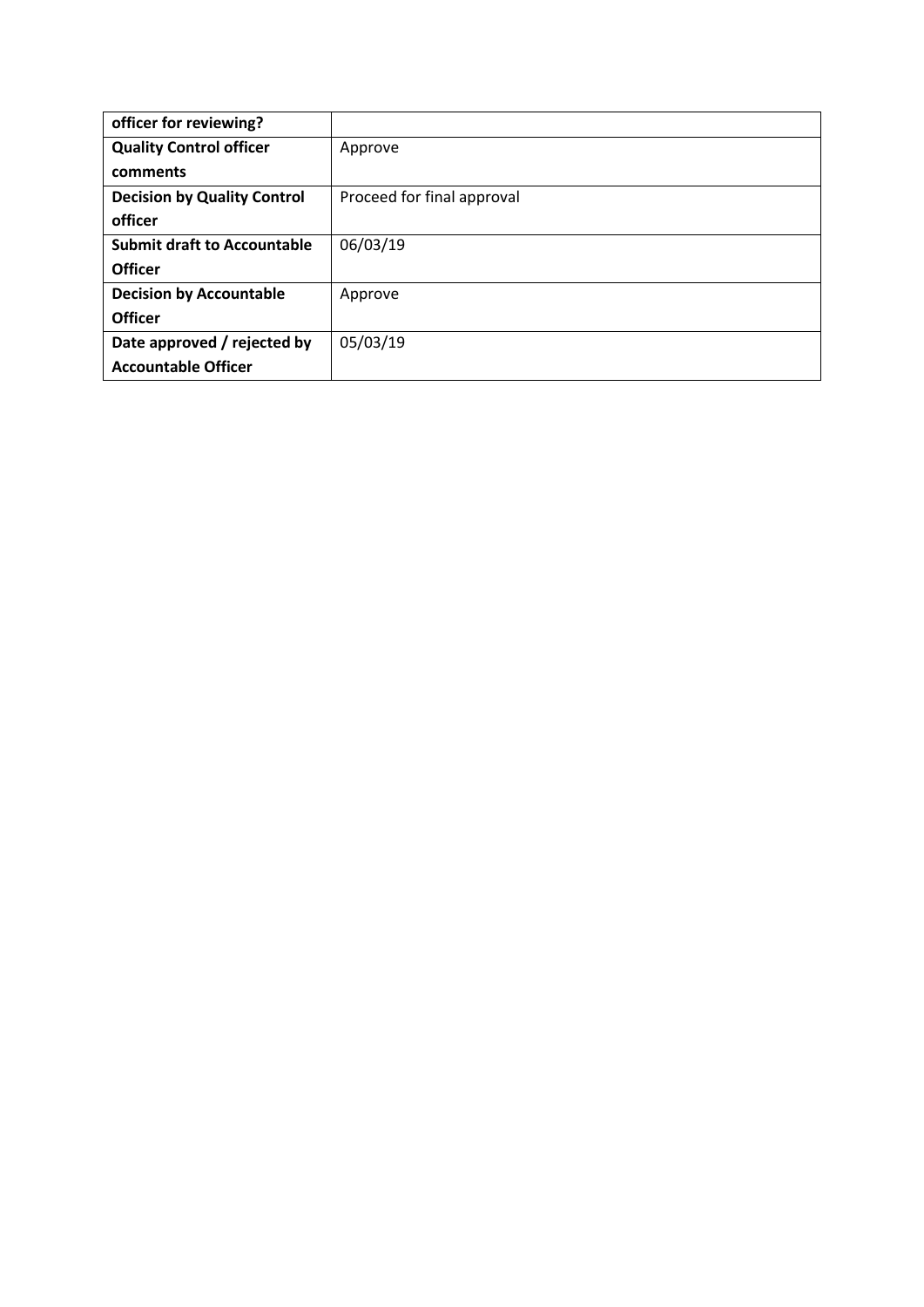| | |
|---|---|
| **officer for reviewing?** | |
| **Quality Control officer comments** | Approve |
| **Decision by Quality Control officer** | Proceed for final approval |
| **Submit draft to Accountable Officer** | 06/03/19 |
| **Decision by Accountable Officer** | Approve |
| **Date approved / rejected by Accountable Officer** | 05/03/19 |